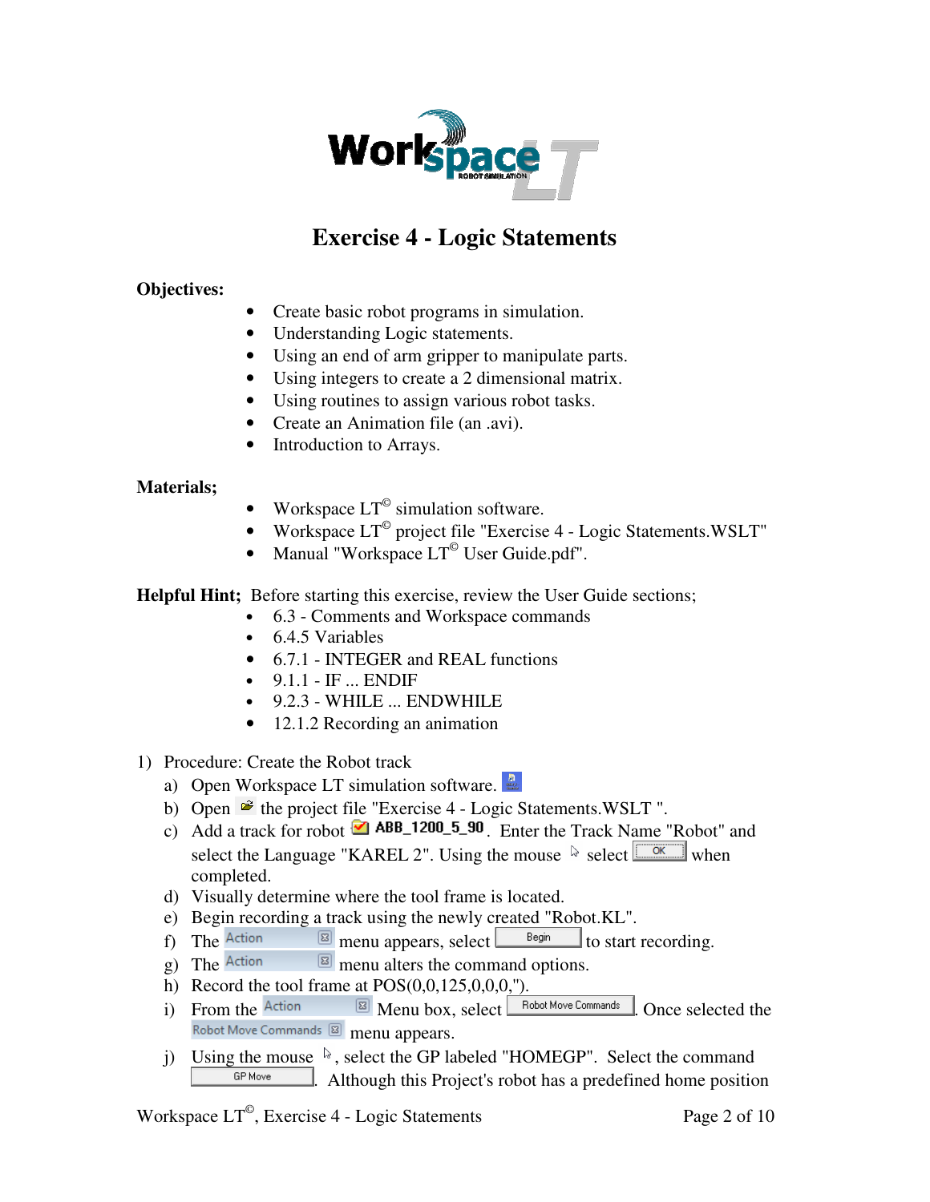# Exercise 4 - Logic Statements

**Objectives:**

- Create basic robot programs in simulation.
- Understanding Logic statements.
- Using an end of arm gripper to manipulate parts.
- Using integers to create a 2 dimensional matrix.
- Using routines to assign various robot tasks.
- Create an Animation file (an .avi).
- Introduction to Arrays.

**Materials;**

- Workspace LT© simulation software.
- Workspace LT© project file "Exercise 4 - Logic Statements.WSLT"
- Manual "Workspace LT© User Guide.pdf".

**Helpful Hint;** Before starting this exercise, review the User Guide sections;

- 6.3 - Comments and Workspace commands
- 6.4.5 Variables
- 6.7.1 - INTEGER and REAL functions
- 9.1.1 - IF ... ENDIF
- 9.2.3 - WHILE ... ENDWHILE
- 12.1.2 Recording an animation

1) Procedure: Create the Robot track
   a) Open Workspace LT simulation software.
   b) Open the project file "Exercise 4 - Logic Statements.WSLT ".
   c) Add a track for robot ABB_1200_5_90. Enter the Track Name "Robot" and select the Language "KAREL 2". Using the mouse select OK when completed.
   d) Visually determine where the tool frame is located.
   e) Begin recording a track using the newly created "Robot.KL".
   f) The Action menu appears, select Begin to start recording.
   g) The Action menu alters the command options.
   h) Record the tool frame at POS(0,0,125,0,0,0,'').
   i) From the Action Menu box, select Robot Move Commands. Once selected the Robot Move Commands menu appears.
   j) Using the mouse, select the GP labeled "HOMEGP". Select the command GP Move. Although this Project's robot has a predefined home position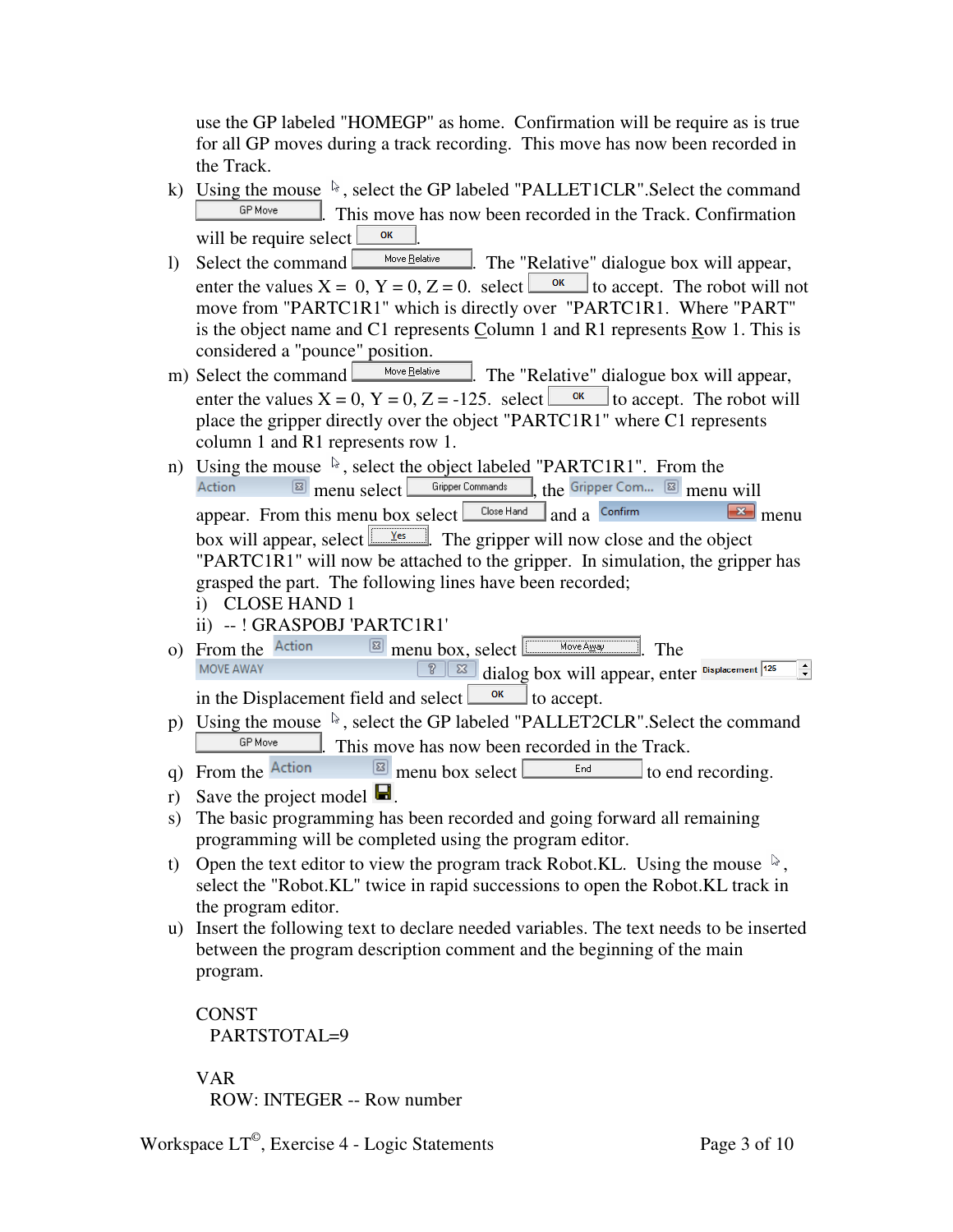use the GP labeled "HOMEGP" as home. Confirmation will be require as is true for all GP moves during a track recording. This move has now been recorded in the Track.

k) Using the mouse, select the GP labeled "PALLET1CLR".Select the command GP Move. This move has now been recorded in the Track. Confirmation will be require select OK.

l) Select the command Move Relative. The "Relative" dialogue box will appear, enter the values X = 0, Y = 0, Z = 0. select OK to accept. The robot will not move from "PARTC1R1" which is directly over "PARTC1R1. Where "PART" is the object name and C1 represents Column 1 and R1 represents Row 1. This is considered a "pounce" position.

m) Select the command Move Relative. The "Relative" dialogue box will appear, enter the values X = 0, Y = 0, Z = -125. select OK to accept. The robot will place the gripper directly over the object "PARTC1R1" where C1 represents column 1 and R1 represents row 1.

n) Using the mouse, select the object labeled "PARTC1R1". From the Action menu select Gripper Commands, the Gripper Com... menu will appear. From this menu box select Close Hand and a Confirm menu box will appear, select Yes. The gripper will now close and the object "PARTC1R1" will now be attached to the gripper. In simulation, the gripper has grasped the part. The following lines have been recorded;
   i) CLOSE HAND 1
   ii) -- ! GRASPOBJ 'PARTC1R1'

o) From the Action menu box, select Move Away. The MOVE AWAY dialog box will appear, enter Displacement 125 in the Displacement field and select OK to accept.

p) Using the mouse, select the GP labeled "PALLET2CLR".Select the command GP Move. This move has now been recorded in the Track.

q) From the Action menu box select End to end recording.

r) Save the project model.

s) The basic programming has been recorded and going forward all remaining programming will be completed using the program editor.

t) Open the text editor to view the program track Robot.KL. Using the mouse, select the "Robot.KL" twice in rapid successions to open the Robot.KL track in the program editor.

u) Insert the following text to declare needed variables. The text needs to be inserted between the program description comment and the beginning of the main program.

```
CONST
  PARTSTOTAL=9

VAR
  ROW: INTEGER -- Row number
```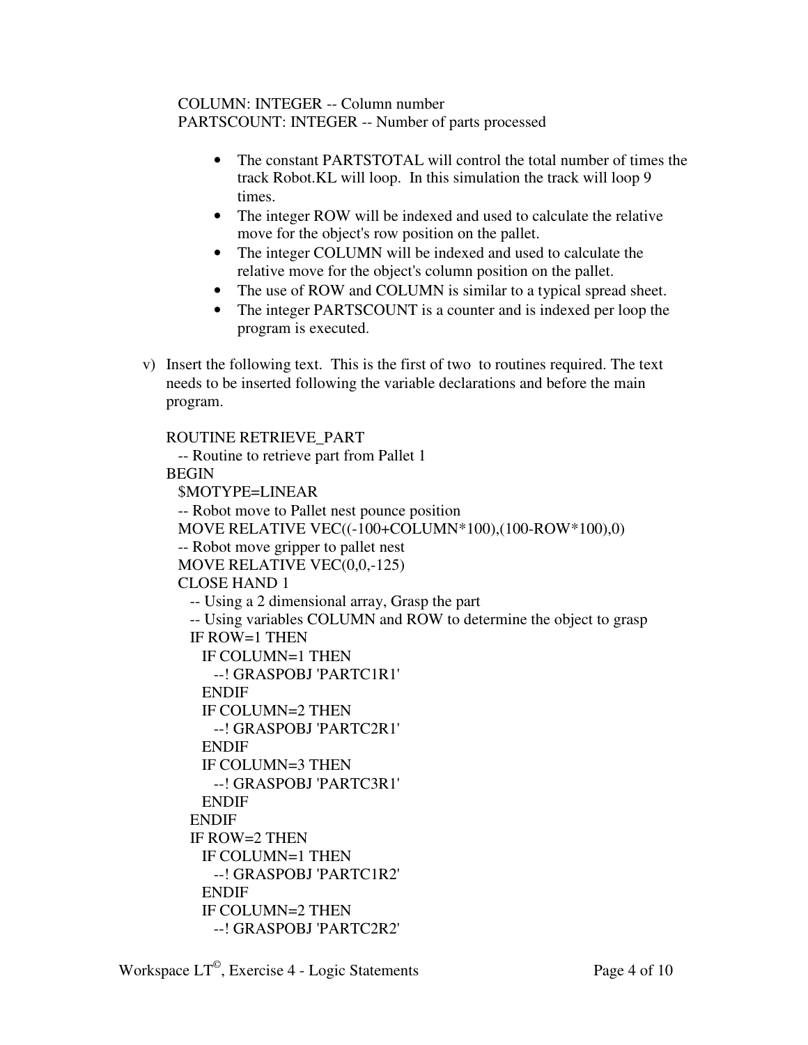```
COLUMN: INTEGER -- Column number
PARTSCOUNT: INTEGER -- Number of parts processed
```

- The constant PARTSTOTAL will control the total number of times the track Robot.KL will loop. In this simulation the track will loop 9 times.
- The integer ROW will be indexed and used to calculate the relative move for the object's row position on the pallet.
- The integer COLUMN will be indexed and used to calculate the relative move for the object's column position on the pallet.
- The use of ROW and COLUMN is similar to a typical spread sheet.
- The integer PARTSCOUNT is a counter and is indexed per loop the program is executed.

v) Insert the following text. This is the first of two to routines required. The text needs to be inserted following the variable declarations and before the main program.

```
ROUTINE RETRIEVE_PART
  -- Routine to retrieve part from Pallet 1
BEGIN
  $MOTYPE=LINEAR
  -- Robot move to Pallet nest pounce position
  MOVE RELATIVE VEC((-100+COLUMN*100),(100-ROW*100),0)
  -- Robot move gripper to pallet nest
  MOVE RELATIVE VEC(0,0,-125)
  CLOSE HAND 1
    -- Using a 2 dimensional array, Grasp the part
    -- Using variables COLUMN and ROW to determine the object to grasp
    IF ROW=1 THEN
      IF COLUMN=1 THEN
        --! GRASPOBJ 'PARTC1R1'
      ENDIF
      IF COLUMN=2 THEN
        --! GRASPOBJ 'PARTC2R1'
      ENDIF
      IF COLUMN=3 THEN
        --! GRASPOBJ 'PARTC3R1'
      ENDIF
    ENDIF
    IF ROW=2 THEN
      IF COLUMN=1 THEN
        --! GRASPOBJ 'PARTC1R2'
      ENDIF
      IF COLUMN=2 THEN
        --! GRASPOBJ 'PARTC2R2'
```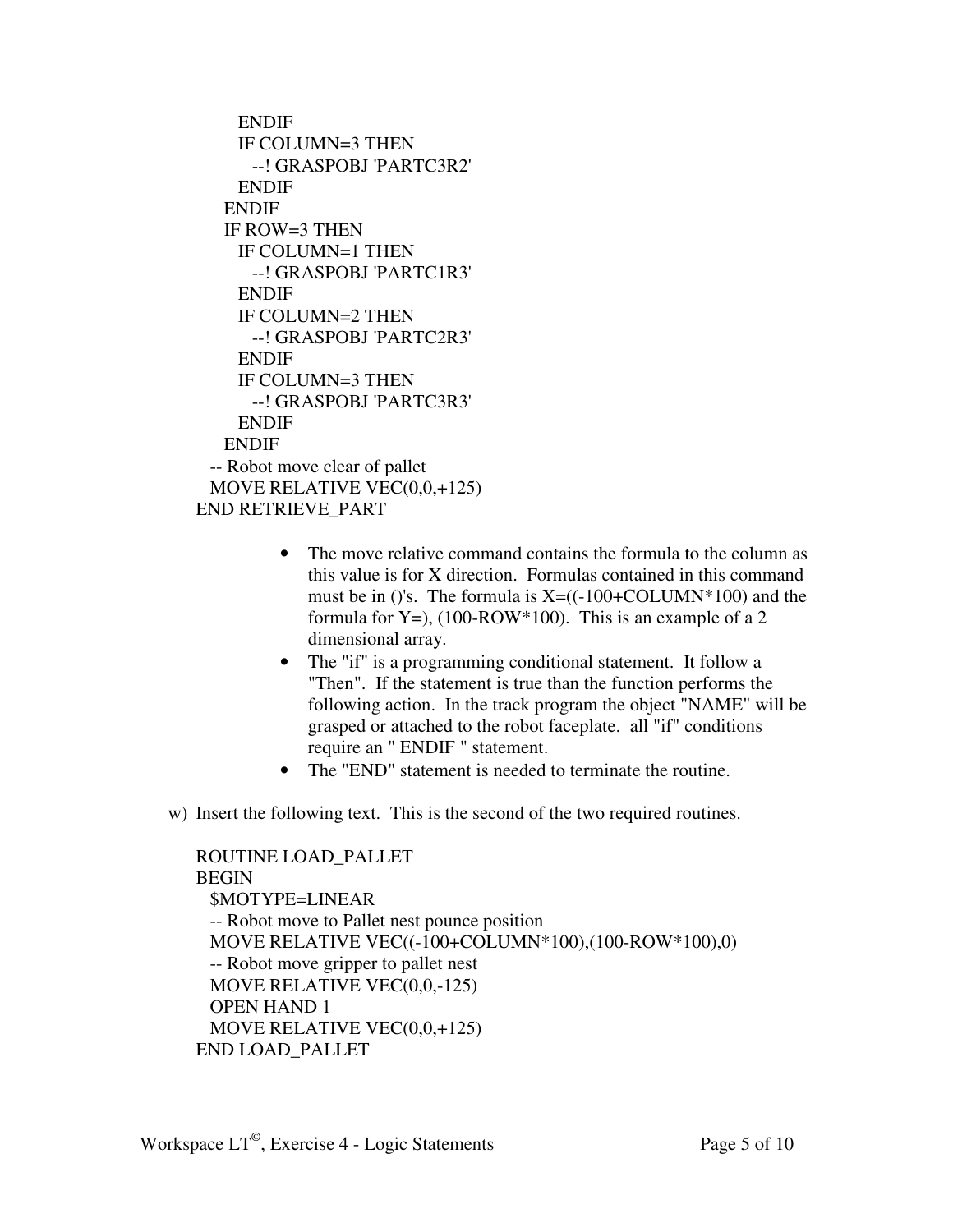```
      ENDIF
      IF COLUMN=3 THEN
        --! GRASPOBJ 'PARTC3R2'
      ENDIF
    ENDIF
    IF ROW=3 THEN
      IF COLUMN=1 THEN
        --! GRASPOBJ 'PARTC1R3'
      ENDIF
      IF COLUMN=2 THEN
        --! GRASPOBJ 'PARTC2R3'
      ENDIF
      IF COLUMN=3 THEN
        --! GRASPOBJ 'PARTC3R3'
      ENDIF
    ENDIF
  -- Robot move clear of pallet
  MOVE RELATIVE VEC(0,0,+125)
END RETRIEVE_PART
```

- The move relative command contains the formula to the column as this value is for X direction. Formulas contained in this command must be in ()'s. The formula is X=((-100+COLUMN*100) and the formula for Y=), (100-ROW*100). This is an example of a 2 dimensional array.
- The "if" is a programming conditional statement. It follow a "Then". If the statement is true than the function performs the following action. In the track program the object "NAME" will be grasped or attached to the robot faceplate. all "if" conditions require an " ENDIF " statement.
- The "END" statement is needed to terminate the routine.

w) Insert the following text. This is the second of the two required routines.

```
ROUTINE LOAD_PALLET
BEGIN
  $MOTYPE=LINEAR
  -- Robot move to Pallet nest pounce position
  MOVE RELATIVE VEC((-100+COLUMN*100),(100-ROW*100),0)
  -- Robot move gripper to pallet nest
  MOVE RELATIVE VEC(0,0,-125)
  OPEN HAND 1
  MOVE RELATIVE VEC(0,0,+125)
END LOAD_PALLET
```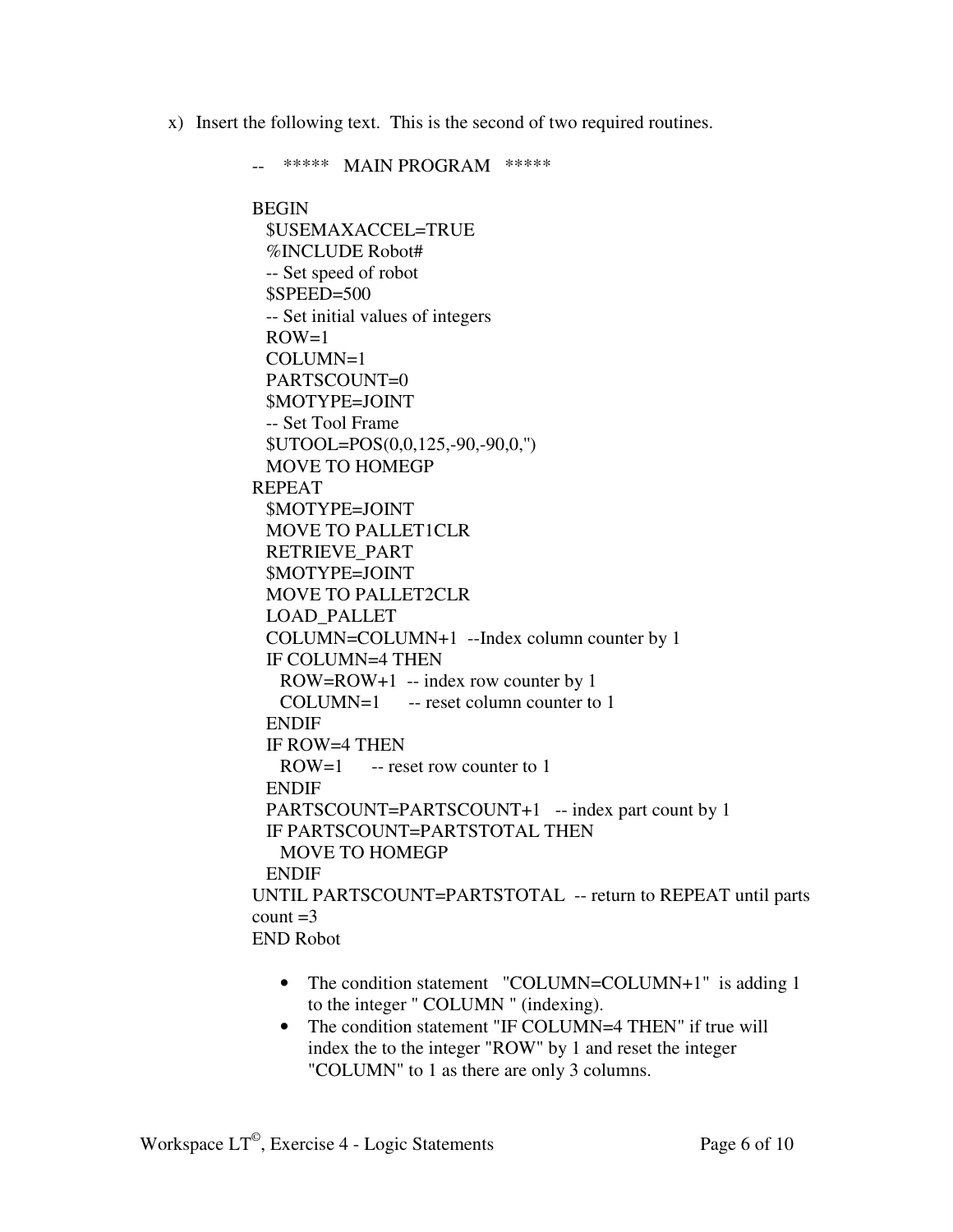x) Insert the following text. This is the second of two required routines.

```
--    *****   MAIN PROGRAM   *****

BEGIN
  $USEMAXACCEL=TRUE
  %INCLUDE Robot#
  -- Set speed of robot
  $SPEED=500
  -- Set initial values of integers
  ROW=1
  COLUMN=1
  PARTSCOUNT=0
  $MOTYPE=JOINT
  -- Set Tool Frame
  $UTOOL=POS(0,0,125,-90,-90,0,'')
  MOVE TO HOMEGP
REPEAT
  $MOTYPE=JOINT
  MOVE TO PALLET1CLR
  RETRIEVE_PART
  $MOTYPE=JOINT
  MOVE TO PALLET2CLR
  LOAD_PALLET
  COLUMN=COLUMN+1  --Index column counter by 1
  IF COLUMN=4 THEN
    ROW=ROW+1  -- index row counter by 1
    COLUMN=1      -- reset column counter to 1
  ENDIF
  IF ROW=4 THEN
    ROW=1      -- reset row counter to 1
  ENDIF
  PARTSCOUNT=PARTSCOUNT+1   -- index part count by 1
  IF PARTSCOUNT=PARTSTOTAL THEN
    MOVE TO HOMEGP
  ENDIF
UNTIL PARTSCOUNT=PARTSTOTAL  -- return to REPEAT until parts
count =3
END Robot
```

- The condition statement "COLUMN=COLUMN+1" is adding 1 to the integer " COLUMN " (indexing).
- The condition statement "IF COLUMN=4 THEN" if true will index the to the integer "ROW" by 1 and reset the integer "COLUMN" to 1 as there are only 3 columns.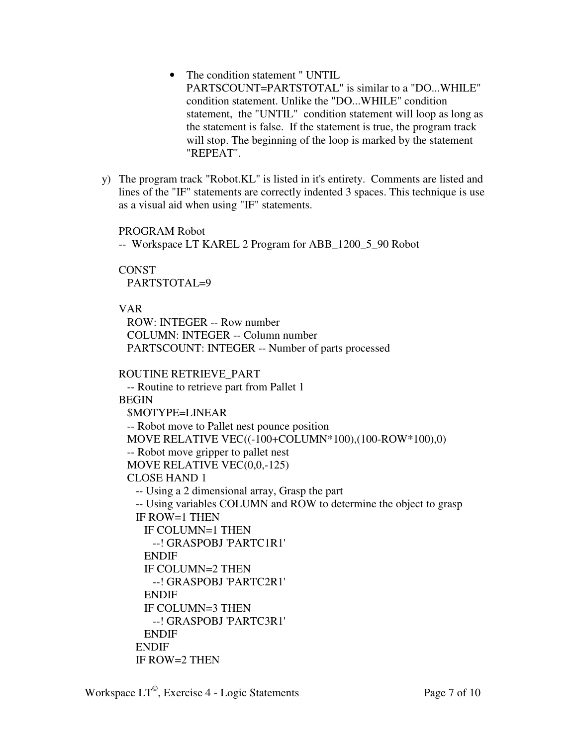- The condition statement " UNTIL PARTSCOUNT=PARTSTOTAL" is similar to a "DO...WHILE" condition statement. Unlike the "DO...WHILE" condition statement, the "UNTIL" condition statement will loop as long as the statement is false. If the statement is true, the program track will stop. The beginning of the loop is marked by the statement "REPEAT".

y) The program track "Robot.KL" is listed in it's entirety. Comments are listed and lines of the "IF" statements are correctly indented 3 spaces. This technique is use as a visual aid when using "IF" statements.

```
PROGRAM Robot
--  Workspace LT KAREL 2 Program for ABB_1200_5_90 Robot

CONST
  PARTSTOTAL=9

VAR
  ROW: INTEGER -- Row number
  COLUMN: INTEGER -- Column number
  PARTSCOUNT: INTEGER -- Number of parts processed

ROUTINE RETRIEVE_PART
  -- Routine to retrieve part from Pallet 1
BEGIN
  $MOTYPE=LINEAR
  -- Robot move to Pallet nest pounce position
  MOVE RELATIVE VEC((-100+COLUMN*100),(100-ROW*100),0)
  -- Robot move gripper to pallet nest
  MOVE RELATIVE VEC(0,0,-125)
  CLOSE HAND 1
    -- Using a 2 dimensional array, Grasp the part
    -- Using variables COLUMN and ROW to determine the object to grasp
    IF ROW=1 THEN
      IF COLUMN=1 THEN
        --! GRASPOBJ 'PARTC1R1'
      ENDIF
      IF COLUMN=2 THEN
        --! GRASPOBJ 'PARTC2R1'
      ENDIF
      IF COLUMN=3 THEN
        --! GRASPOBJ 'PARTC3R1'
      ENDIF
    ENDIF
    IF ROW=2 THEN
```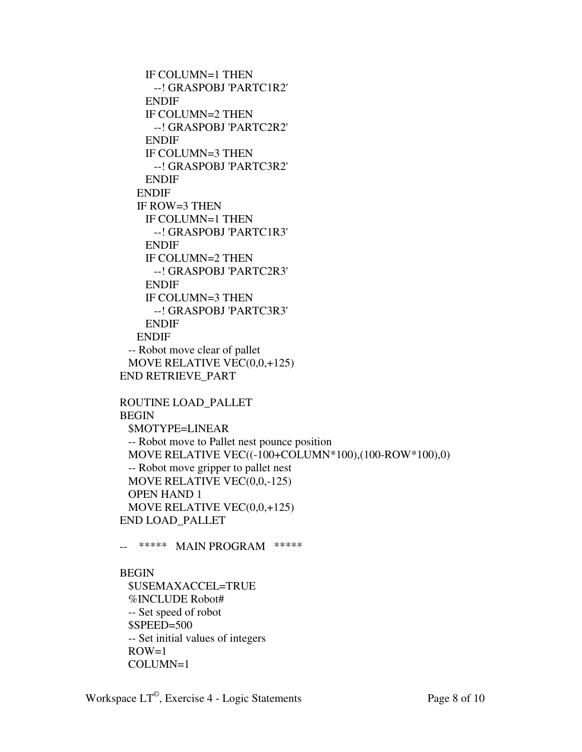```
        IF COLUMN=1 THEN
          --! GRASPOBJ 'PARTC1R2'
        ENDIF
        IF COLUMN=2 THEN
          --! GRASPOBJ 'PARTC2R2'
        ENDIF
        IF COLUMN=3 THEN
          --! GRASPOBJ 'PARTC3R2'
        ENDIF
      ENDIF
      IF ROW=3 THEN
        IF COLUMN=1 THEN
          --! GRASPOBJ 'PARTC1R3'
        ENDIF
        IF COLUMN=2 THEN
          --! GRASPOBJ 'PARTC2R3'
        ENDIF
        IF COLUMN=3 THEN
          --! GRASPOBJ 'PARTC3R3'
        ENDIF
      ENDIF
  -- Robot move clear of pallet
  MOVE RELATIVE VEC(0,0,+125)
END RETRIEVE_PART

ROUTINE LOAD_PALLET
BEGIN
  $MOTYPE=LINEAR
  -- Robot move to Pallet nest pounce position
  MOVE RELATIVE VEC((-100+COLUMN*100),(100-ROW*100),0)
  -- Robot move gripper to pallet nest
  MOVE RELATIVE VEC(0,0,-125)
  OPEN HAND 1
  MOVE RELATIVE VEC(0,0,+125)
END LOAD_PALLET

--   *****   MAIN PROGRAM   *****

BEGIN
  $USEMAXACCEL=TRUE
  %INCLUDE Robot#
  -- Set speed of robot
  $SPEED=500
  -- Set initial values of integers
  ROW=1
  COLUMN=1
```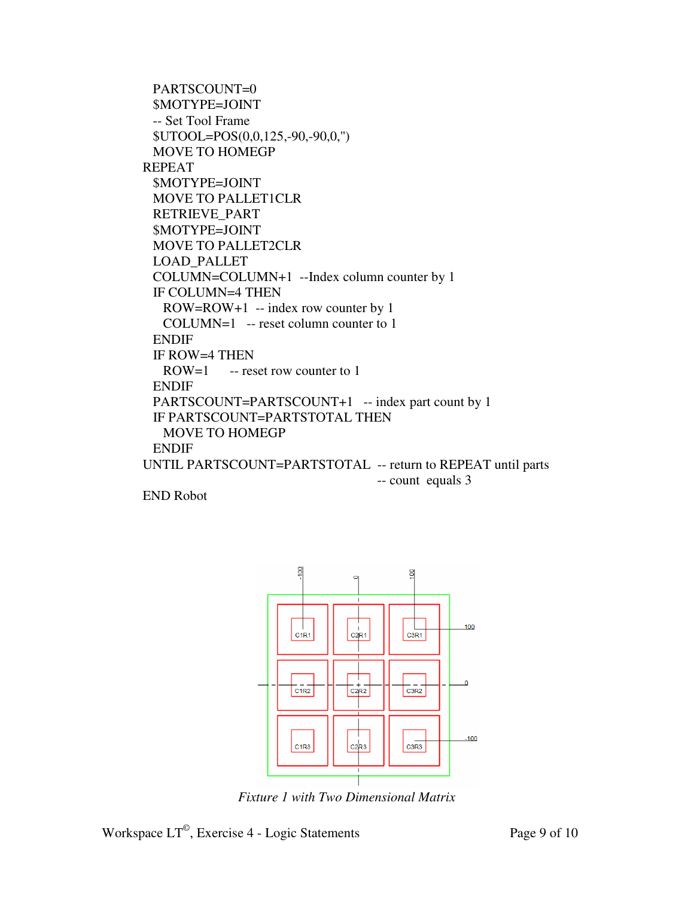```
   PARTSCOUNT=0
   $MOTYPE=JOINT
   -- Set Tool Frame
   $UTOOL=POS(0,0,125,-90,-90,0,'')
   MOVE TO HOMEGP
REPEAT
   $MOTYPE=JOINT
   MOVE TO PALLET1CLR
   RETRIEVE_PART
   $MOTYPE=JOINT
   MOVE TO PALLET2CLR
   LOAD_PALLET
   COLUMN=COLUMN+1  --Index column counter by 1
   IF COLUMN=4 THEN
     ROW=ROW+1  -- index row counter by 1
     COLUMN=1   -- reset column counter to 1
   ENDIF
   IF ROW=4 THEN
     ROW=1      -- reset row counter to 1
   ENDIF
   PARTSCOUNT=PARTSCOUNT+1   -- index part count by 1
   IF PARTSCOUNT=PARTSTOTAL THEN
     MOVE TO HOMEGP
   ENDIF
UNTIL PARTSCOUNT=PARTSTOTAL  -- return to REPEAT until parts
                             -- count  equals 3
END Robot
```

*Fixture 1 with Two Dimensional Matrix*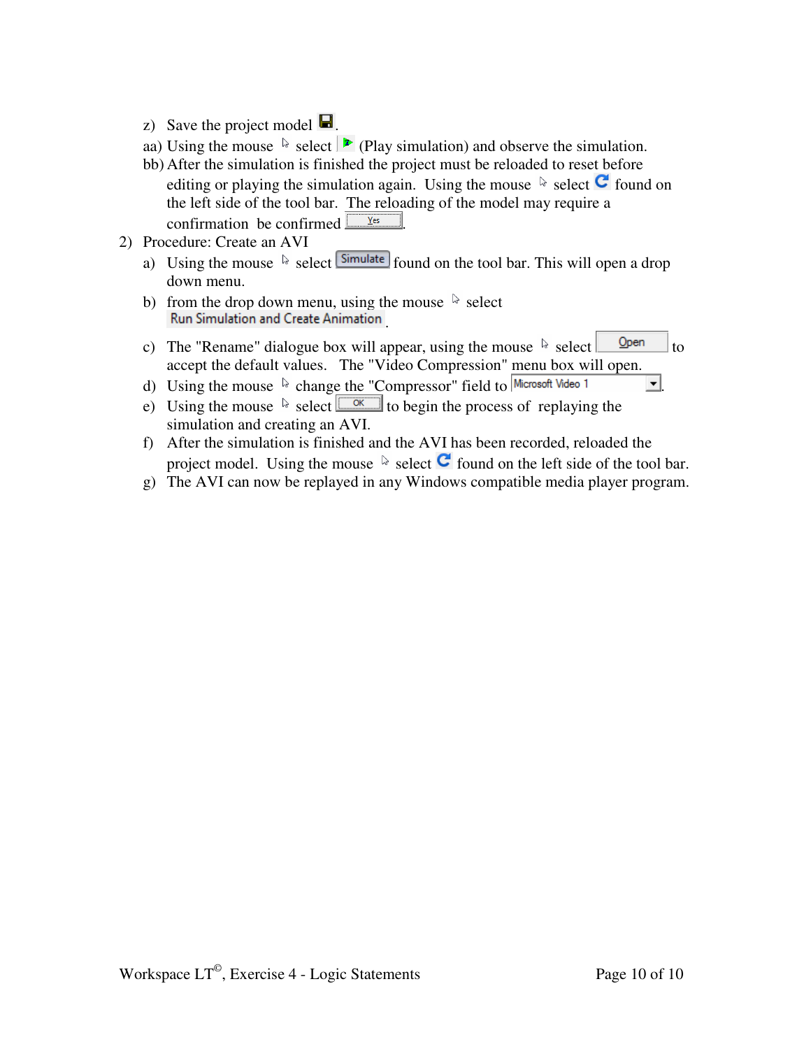z) Save the project model .

aa) Using the mouse select (Play simulation) and observe the simulation.

bb) After the simulation is finished the project must be reloaded to reset before editing or playing the simulation again. Using the mouse select found on the left side of the tool bar. The reloading of the model may require a confirmation be confirmed Yes.

2) Procedure: Create an AVI

   a) Using the mouse select Simulate found on the tool bar. This will open a drop down menu.

   b) from the drop down menu, using the mouse select Run Simulation and Create Animation.

   c) The "Rename" dialogue box will appear, using the mouse select Open to accept the default values. The "Video Compression" menu box will open.

   d) Using the mouse change the "Compressor" field to Microsoft Video 1.

   e) Using the mouse select OK to begin the process of replaying the simulation and creating an AVI.

   f) After the simulation is finished and the AVI has been recorded, reloaded the project model. Using the mouse select found on the left side of the tool bar.

   g) The AVI can now be replayed in any Windows compatible media player program.